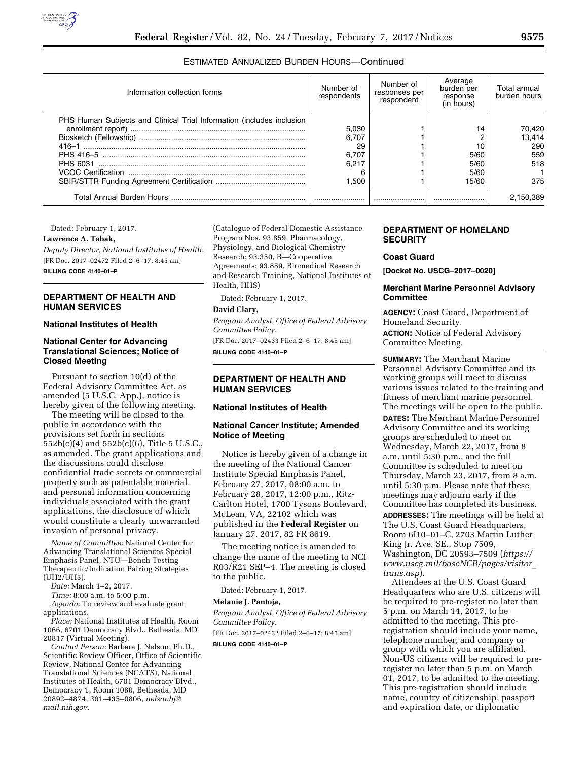ESTIMATED ANNUALIZED BURDEN HOURS—Continued

| Information collection forms | Number of respondents | Number of responses per respondent | Average burden per response (in hours) | Total annual burden hours |
|---|---|---|---|---|
| PHS Human Subjects and Clinical Trial Information (includes inclusion enrollment report) | 5,030 | 1 | 14 | 70,420 |
| Biosketch (Fellowship) | 6,707 | 1 | 2 | 13,414 |
| 416–1 | 29 | 1 | 10 | 290 |
| PHS 416–5 | 6,707 | 1 | 5/60 | 559 |
| PHS 6031 | 6,217 | 1 | 5/60 | 518 |
| VCOC Certification | 6 | 1 | 5/60 | 1 |
| SBIR/STTR Funding Agreement Certification | 1,500 | 1 | 15/60 | 375 |
| Total Annual Burden Hours | | | | 2,150,389 |

Dated: February 1, 2017.

**Lawrence A. Tabak,**

*Deputy Director, National Institutes of Health.*

[FR Doc. 2017–02472 Filed 2–6–17; 8:45 am]

**BILLING CODE 4140–01–P**

## DEPARTMENT OF HEALTH AND HUMAN SERVICES

### National Institutes of Health

### National Center for Advancing Translational Sciences; Notice of Closed Meeting

Pursuant to section 10(d) of the Federal Advisory Committee Act, as amended (5 U.S.C. App.), notice is hereby given of the following meeting.

The meeting will be closed to the public in accordance with the provisions set forth in sections 552b(c)(4) and 552b(c)(6), Title 5 U.S.C., as amended. The grant applications and the discussions could disclose confidential trade secrets or commercial property such as patentable material, and personal information concerning individuals associated with the grant applications, the disclosure of which would constitute a clearly unwarranted invasion of personal privacy.

*Name of Committee:* National Center for Advancing Translational Sciences Special Emphasis Panel, NTU—Bench Testing Therapeutic/Indication Pairing Strategies (UH2/UH3).

*Date:* March 1–2, 2017.

*Time:* 8:00 a.m. to 5:00 p.m.

*Agenda:* To review and evaluate grant applications.

*Place:* National Institutes of Health, Room 1066, 6701 Democracy Blvd., Bethesda, MD 20817 (Virtual Meeting).

*Contact Person:* Barbara J. Nelson, Ph.D., Scientific Review Officer, Office of Scientific Review, National Center for Advancing Translational Sciences (NCATS), National Institutes of Health, 6701 Democracy Blvd., Democracy 1, Room 1080, Bethesda, MD 20892–4874, 301–435–0806, *nelsonbj@mail.nih.gov*.

(Catalogue of Federal Domestic Assistance Program Nos. 93.859, Pharmacology, Physiology, and Biological Chemistry Research; 93.350, B—Cooperative Agreements; 93.859, Biomedical Research and Research Training, National Institutes of Health, HHS)

Dated: February 1, 2017.

**David Clary,**

*Program Analyst, Office of Federal Advisory Committee Policy.*

[FR Doc. 2017–02433 Filed 2–6–17; 8:45 am]

**BILLING CODE 4140–01–P**

## DEPARTMENT OF HEALTH AND HUMAN SERVICES

### National Institutes of Health

### National Cancer Institute; Amended Notice of Meeting

Notice is hereby given of a change in the meeting of the National Cancer Institute Special Emphasis Panel, February 27, 2017, 08:00 a.m. to February 28, 2017, 12:00 p.m., Ritz-Carlton Hotel, 1700 Tysons Boulevard, McLean, VA, 22102 which was published in the **Federal Register** on January 27, 2017, 82 FR 8619.

The meeting notice is amended to change the name of the meeting to NCI R03/R21 SEP–4. The meeting is closed to the public.

Dated: February 1, 2017.

**Melanie J. Pantoja,**

*Program Analyst, Office of Federal Advisory Committee Policy.*

[FR Doc. 2017–02432 Filed 2–6–17; 8:45 am]

**BILLING CODE 4140–01–P**

## DEPARTMENT OF HOMELAND SECURITY

### Coast Guard

**[Docket No. USCG–2017–0020]**

### Merchant Marine Personnel Advisory Committee

**AGENCY:** Coast Guard, Department of Homeland Security.

**ACTION:** Notice of Federal Advisory Committee Meeting.

**SUMMARY:** The Merchant Marine Personnel Advisory Committee and its working groups will meet to discuss various issues related to the training and fitness of merchant marine personnel. The meetings will be open to the public.

**DATES:** The Merchant Marine Personnel Advisory Committee and its working groups are scheduled to meet on Wednesday, March 22, 2017, from 8 a.m. until 5:30 p.m., and the full Committee is scheduled to meet on Thursday, March 23, 2017, from 8 a.m. until 5:30 p.m. Please note that these meetings may adjourn early if the Committee has completed its business.

**ADDRESSES:** The meetings will be held at The U.S. Coast Guard Headquarters, Room 6I10–01–C, 2703 Martin Luther King Jr. Ave. SE., Stop 7509, Washington, DC 20593–7509 (*https://www.uscg.mil/baseNCR/pages/visitor_trans.asp*).

Attendees at the U.S. Coast Guard Headquarters who are U.S. citizens will be required to pre-register no later than 5 p.m. on March 14, 2017, to be admitted to the meeting. This pre-registration should include your name, telephone number, and company or group with which you are affiliated. Non-US citizens will be required to pre-register no later than 5 p.m. on March 01, 2017, to be admitted to the meeting. This pre-registration should include name, country of citizenship, passport and expiration date, or diplomatic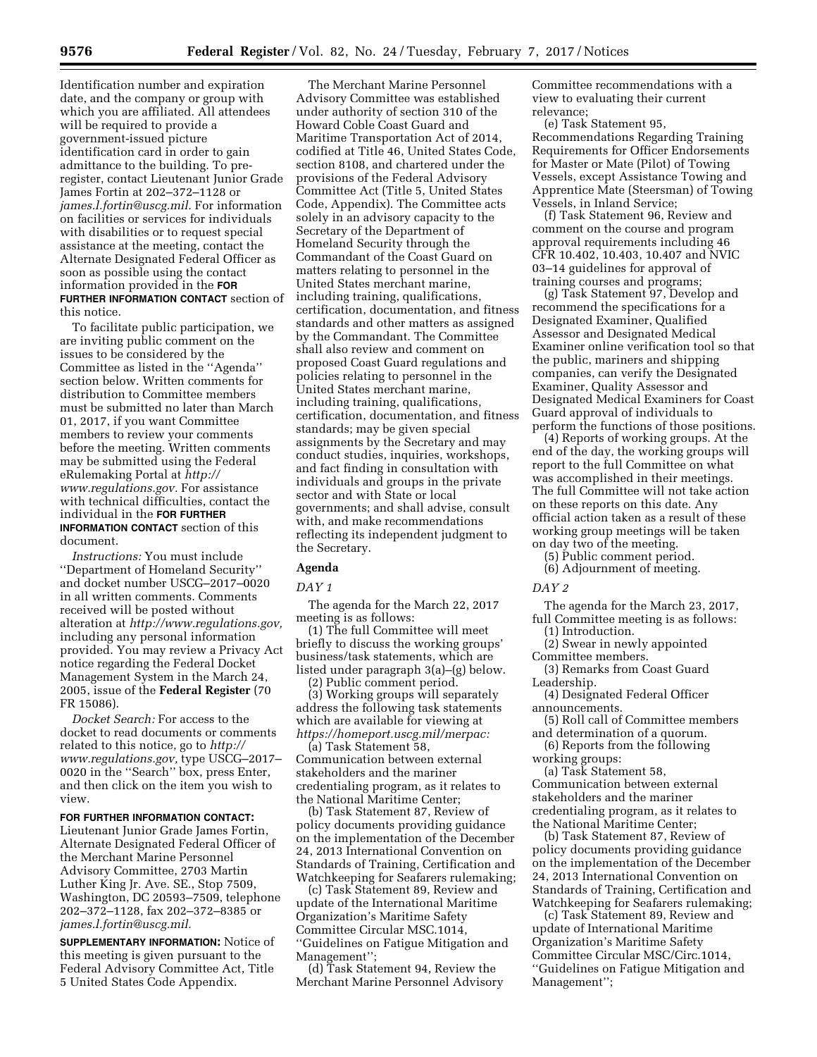Identification number and expiration date, and the company or group with which you are affiliated. All attendees will be required to provide a government-issued picture identification card in order to gain admittance to the building. To pre-register, contact Lieutenant Junior Grade James Fortin at 202–372–1128 or *james.l.fortin@uscg.mil.* For information on facilities or services for individuals with disabilities or to request special assistance at the meeting, contact the Alternate Designated Federal Officer as soon as possible using the contact information provided in the **FOR FURTHER INFORMATION CONTACT** section of this notice.

To facilitate public participation, we are inviting public comment on the issues to be considered by the Committee as listed in the ''Agenda'' section below. Written comments for distribution to Committee members must be submitted no later than March 01, 2017, if you want Committee members to review your comments before the meeting. Written comments may be submitted using the Federal eRulemaking Portal at *http://www.regulations.gov.* For assistance with technical difficulties, contact the individual in the **FOR FURTHER INFORMATION CONTACT** section of this document.

*Instructions:* You must include ''Department of Homeland Security'' and docket number USCG–2017–0020 in all written comments. Comments received will be posted without alteration at *http://www.regulations.gov,* including any personal information provided. You may review a Privacy Act notice regarding the Federal Docket Management System in the March 24, 2005, issue of the **Federal Register** (70 FR 15086).

*Docket Search:* For access to the docket to read documents or comments related to this notice, go to *http://www.regulations.gov,* type USCG–2017–0020 in the ''Search'' box, press Enter, and then click on the item you wish to view.

**FOR FURTHER INFORMATION CONTACT:** Lieutenant Junior Grade James Fortin, Alternate Designated Federal Officer of the Merchant Marine Personnel Advisory Committee, 2703 Martin Luther King Jr. Ave. SE., Stop 7509, Washington, DC 20593–7509, telephone 202–372–1128, fax 202–372–8385 or *james.l.fortin@uscg.mil.*

**SUPPLEMENTARY INFORMATION:** Notice of this meeting is given pursuant to the Federal Advisory Committee Act, Title 5 United States Code Appendix.

The Merchant Marine Personnel Advisory Committee was established under authority of section 310 of the Howard Coble Coast Guard and Maritime Transportation Act of 2014, codified at Title 46, United States Code, section 8108, and chartered under the provisions of the Federal Advisory Committee Act (Title 5, United States Code, Appendix). The Committee acts solely in an advisory capacity to the Secretary of the Department of Homeland Security through the Commandant of the Coast Guard on matters relating to personnel in the United States merchant marine, including training, qualifications, certification, documentation, and fitness standards and other matters as assigned by the Commandant. The Committee shall also review and comment on proposed Coast Guard regulations and policies relating to personnel in the United States merchant marine, including training, qualifications, certification, documentation, and fitness standards; may be given special assignments by the Secretary and may conduct studies, inquiries, workshops, and fact finding in consultation with individuals and groups in the private sector and with State or local governments; and shall advise, consult with, and make recommendations reflecting its independent judgment to the Secretary.

## Agenda

*DAY 1*

The agenda for the March 22, 2017 meeting is as follows:

(1) The full Committee will meet briefly to discuss the working groups' business/task statements, which are listed under paragraph 3(a)–(g) below.

(2) Public comment period.

(3) Working groups will separately address the following task statements which are available for viewing at *https://homeport.uscg.mil/merpac:*

(a) Task Statement 58, Communication between external stakeholders and the mariner credentialing program, as it relates to the National Maritime Center;

(b) Task Statement 87, Review of policy documents providing guidance on the implementation of the December 24, 2013 International Convention on Standards of Training, Certification and Watchkeeping for Seafarers rulemaking;

(c) Task Statement 89, Review and update of the International Maritime Organization's Maritime Safety Committee Circular MSC.1014, ''Guidelines on Fatigue Mitigation and Management'';

(d) Task Statement 94, Review the Merchant Marine Personnel Advisory Committee recommendations with a view to evaluating their current relevance;

(e) Task Statement 95, Recommendations Regarding Training Requirements for Officer Endorsements for Master or Mate (Pilot) of Towing Vessels, except Assistance Towing and Apprentice Mate (Steersman) of Towing Vessels, in Inland Service;

(f) Task Statement 96, Review and comment on the course and program approval requirements including 46 CFR 10.402, 10.403, 10.407 and NVIC 03–14 guidelines for approval of training courses and programs;

(g) Task Statement 97, Develop and recommend the specifications for a Designated Examiner, Qualified Assessor and Designated Medical Examiner online verification tool so that the public, mariners and shipping companies, can verify the Designated Examiner, Quality Assessor and Designated Medical Examiners for Coast Guard approval of individuals to perform the functions of those positions.

(4) Reports of working groups. At the end of the day, the working groups will report to the full Committee on what was accomplished in their meetings. The full Committee will not take action on these reports on this date. Any official action taken as a result of these working group meetings will be taken on day two of the meeting.

(5) Public comment period.

(6) Adjournment of meeting.

*DAY 2*

The agenda for the March 23, 2017, full Committee meeting is as follows:

(1) Introduction.

(2) Swear in newly appointed Committee members.

(3) Remarks from Coast Guard Leadership.

(4) Designated Federal Officer announcements.

(5) Roll call of Committee members and determination of a quorum.

(6) Reports from the following working groups:

(a) Task Statement 58, Communication between external stakeholders and the mariner credentialing program, as it relates to the National Maritime Center;

(b) Task Statement 87, Review of policy documents providing guidance on the implementation of the December 24, 2013 International Convention on Standards of Training, Certification and Watchkeeping for Seafarers rulemaking;

(c) Task Statement 89, Review and update of International Maritime Organization's Maritime Safety Committee Circular MSC/Circ.1014, ''Guidelines on Fatigue Mitigation and Management'';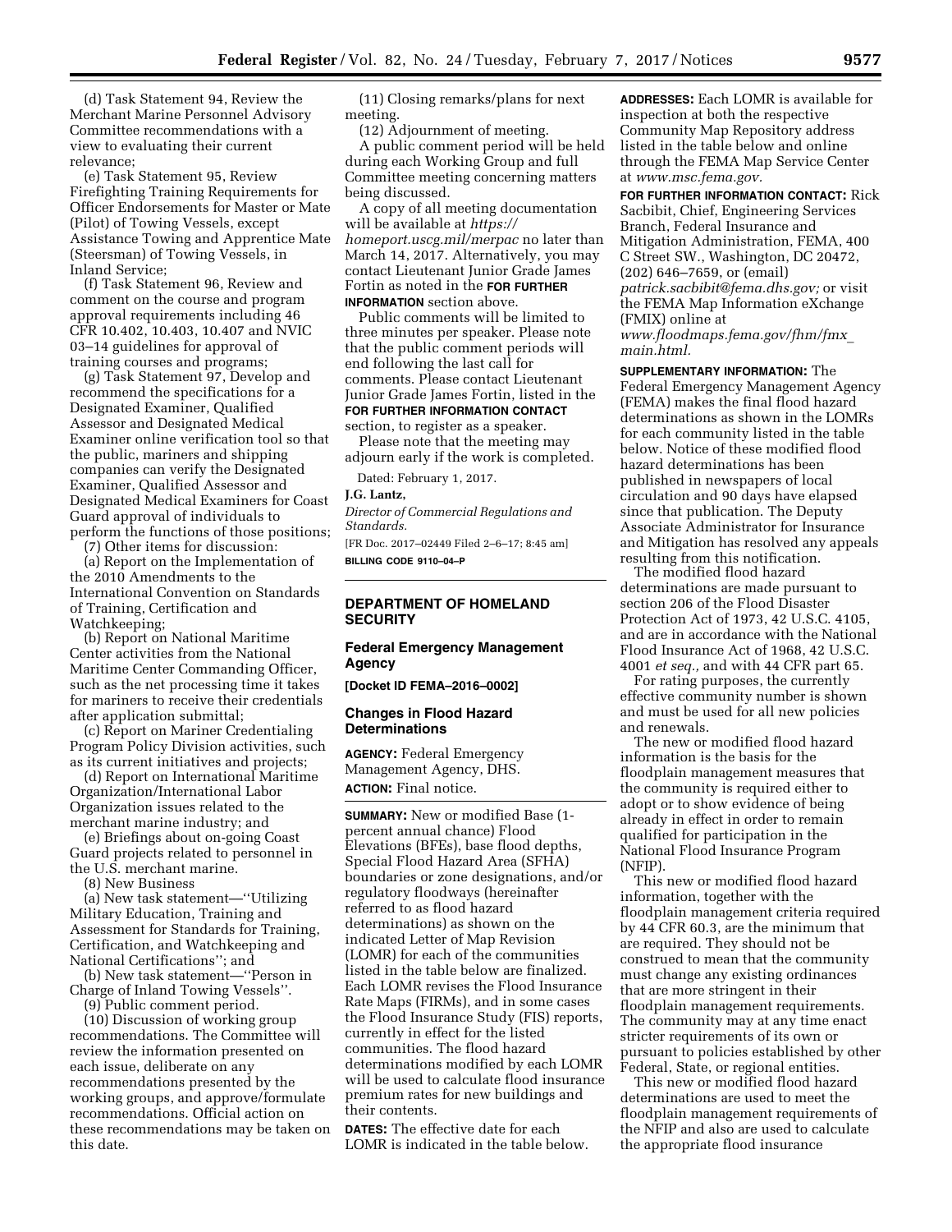(d) Task Statement 94, Review the Merchant Marine Personnel Advisory Committee recommendations with a view to evaluating their current relevance;

(e) Task Statement 95, Review Firefighting Training Requirements for Officer Endorsements for Master or Mate (Pilot) of Towing Vessels, except Assistance Towing and Apprentice Mate (Steersman) of Towing Vessels, in Inland Service;

(f) Task Statement 96, Review and comment on the course and program approval requirements including 46 CFR 10.402, 10.403, 10.407 and NVIC 03–14 guidelines for approval of training courses and programs;

(g) Task Statement 97, Develop and recommend the specifications for a Designated Examiner, Qualified Assessor and Designated Medical Examiner online verification tool so that the public, mariners and shipping companies can verify the Designated Examiner, Qualified Assessor and Designated Medical Examiners for Coast Guard approval of individuals to perform the functions of those positions;

(7) Other items for discussion:

(a) Report on the Implementation of the 2010 Amendments to the International Convention on Standards of Training, Certification and Watchkeeping;

(b) Report on National Maritime Center activities from the National Maritime Center Commanding Officer, such as the net processing time it takes for mariners to receive their credentials after application submittal;

(c) Report on Mariner Credentialing Program Policy Division activities, such as its current initiatives and projects;

(d) Report on International Maritime Organization/International Labor Organization issues related to the merchant marine industry; and

(e) Briefings about on-going Coast Guard projects related to personnel in the U.S. merchant marine.

(8) New Business

(a) New task statement—''Utilizing Military Education, Training and Assessment for Standards for Training, Certification, and Watchkeeping and National Certifications''; and

(b) New task statement—''Person in Charge of Inland Towing Vessels''.

(9) Public comment period.

(10) Discussion of working group recommendations. The Committee will review the information presented on each issue, deliberate on any recommendations presented by the working groups, and approve/formulate recommendations. Official action on these recommendations may be taken on this date.

(11) Closing remarks/plans for next meeting.

(12) Adjournment of meeting.

A public comment period will be held during each Working Group and full Committee meeting concerning matters being discussed.

A copy of all meeting documentation will be available at *https://homeport.uscg.mil/merpac* no later than March 14, 2017. Alternatively, you may contact Lieutenant Junior Grade James Fortin as noted in the **FOR FURTHER INFORMATION** section above.

Public comments will be limited to three minutes per speaker. Please note that the public comment periods will end following the last call for comments. Please contact Lieutenant Junior Grade James Fortin, listed in the **FOR FURTHER INFORMATION CONTACT** section, to register as a speaker.

Please note that the meeting may adjourn early if the work is completed.

Dated: February 1, 2017.

**J.G. Lantz,**

*Director of Commercial Regulations and Standards.*

[FR Doc. 2017–02449 Filed 2–6–17; 8:45 am]

**BILLING CODE 9110–04–P**

---

## DEPARTMENT OF HOMELAND SECURITY

### Federal Emergency Management Agency

**[Docket ID FEMA–2016–0002]**

### Changes in Flood Hazard Determinations

**AGENCY:** Federal Emergency Management Agency, DHS.

**ACTION:** Final notice.

**SUMMARY:** New or modified Base (1-percent annual chance) Flood Elevations (BFEs), base flood depths, Special Flood Hazard Area (SFHA) boundaries or zone designations, and/or regulatory floodways (hereinafter referred to as flood hazard determinations) as shown on the indicated Letter of Map Revision (LOMR) for each of the communities listed in the table below are finalized. Each LOMR revises the Flood Insurance Rate Maps (FIRMs), and in some cases the Flood Insurance Study (FIS) reports, currently in effect for the listed communities. The flood hazard determinations modified by each LOMR will be used to calculate flood insurance premium rates for new buildings and their contents.

**DATES:** The effective date for each LOMR is indicated in the table below.

**ADDRESSES:** Each LOMR is available for inspection at both the respective Community Map Repository address listed in the table below and online through the FEMA Map Service Center at *www.msc.fema.gov.*

**FOR FURTHER INFORMATION CONTACT:** Rick Sacbibit, Chief, Engineering Services Branch, Federal Insurance and Mitigation Administration, FEMA, 400 C Street SW., Washington, DC 20472, (202) 646–7659, or (email) *patrick.sacbibit@fema.dhs.gov;* or visit the FEMA Map Information eXchange (FMIX) online at *www.floodmaps.fema.gov/fhm/fmx_main.html.*

**SUPPLEMENTARY INFORMATION:** The Federal Emergency Management Agency (FEMA) makes the final flood hazard determinations as shown in the LOMRs for each community listed in the table below. Notice of these modified flood hazard determinations has been published in newspapers of local circulation and 90 days have elapsed since that publication. The Deputy Associate Administrator for Insurance and Mitigation has resolved any appeals resulting from this notification.

The modified flood hazard determinations are made pursuant to section 206 of the Flood Disaster Protection Act of 1973, 42 U.S.C. 4105, and are in accordance with the National Flood Insurance Act of 1968, 42 U.S.C. 4001 *et seq.,* and with 44 CFR part 65.

For rating purposes, the currently effective community number is shown and must be used for all new policies and renewals.

The new or modified flood hazard information is the basis for the floodplain management measures that the community is required either to adopt or to show evidence of being already in effect in order to remain qualified for participation in the National Flood Insurance Program (NFIP).

This new or modified flood hazard information, together with the floodplain management criteria required by 44 CFR 60.3, are the minimum that are required. They should not be construed to mean that the community must change any existing ordinances that are more stringent in their floodplain management requirements. The community may at any time enact stricter requirements of its own or pursuant to policies established by other Federal, State, or regional entities.

This new or modified flood hazard determinations are used to meet the floodplain management requirements of the NFIP and also are used to calculate the appropriate flood insurance